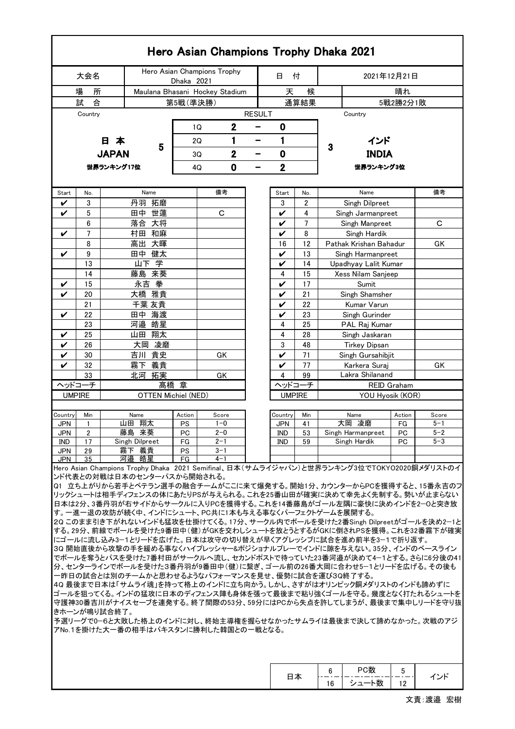# Hero Asian Champions Trophy Dhaka 2021

| 大会名 | Hero Asian Champions Trophy Dhaka 2021 | 日　付 | 2021年12月21日 |
|---|---|---|---|
| 場　所 | Maulana Bhasani Hockey Stadium | 天　候 | 晴れ |
| 試　合 | 第5戦(準決勝) | 通算結果 | 5戦2勝2分1敗 |

| Country | | | | RESULT | | Country |
|---|---|---|---|---|---|---|
| 日 本 JAPAN 世界ランキング17位 | 5 | 1Q | 2 | － | 0 | 3 | インド INDIA 世界ランキング3位 |
| | | 2Q | 1 | － | 1 | | |
| | | 3Q | 2 | － | 0 | | |
| | | 4Q | 0 | － | 2 | | |

| Start | No. | Name | 備考 |
|---|---|---|---|
| ✔ | 3 | 丹羽 拓磨 | |
| ✔ | 5 | 田中 世蓮 | C |
| | 6 | 落合 大将 | |
| ✔ | 7 | 村田 和麻 | |
| | 8 | 高出 大暉 | |
| ✔ | 9 | 田中 健太 | |
| | 13 | 山下 学 | |
| | 14 | 藤島 来葵 | |
| ✔ | 15 | 永吉 拳 | |
| ✔ | 20 | 大橋 雅貴 | |
| | 21 | 千葉 友貴 | |
| ✔ | 22 | 田中 海渡 | |
| | 23 | 河邉 皓星 | |
| ✔ | 25 | 山田 翔太 | |
| ✔ | 26 | 大岡 凌磨 | |
| ✔ | 30 | 吉川 貴史 | GK |
| ✔ | 32 | 霧下 義貴 | |
| | 33 | 北河 拓実 | GK |
| ヘッドコーチ | | 髙橋 章 | |
| UMPIRE | | OTTEN Michiel (NED) | |

| Start | No. | Name | 備考 |
|---|---|---|---|
| 3 | 2 | Singh Dilpreet | |
| ✔ | 4 | Singh Jarmanpreet | |
| ✔ | 7 | Singh Manpreet | C |
| ✔ | 8 | Singh Hardik | |
| 16 | 12 | Pathak Krishan Bahadur | GK |
| ✔ | 13 | Singh Harmanpreet | |
| ✔ | 14 | Upadhyay Lalit Kumar | |
| 4 | 15 | Xess Nilam Sanjeep | |
| ✔ | 17 | Sumit | |
| ✔ | 21 | Singh Shamsher | |
| ✔ | 22 | Kumar Varun | |
| ✔ | 23 | Singh Gurinder | |
| 4 | 25 | PAL Raj Kumar | |
| 4 | 28 | Singh Jaskaran | |
| 3 | 48 | Tirkey Dipsan | |
| ✔ | 71 | Singh Gursahibjit | |
| ✔ | 77 | Karkera Suraj | GK |
| 4 | 99 | Lakra Shilanand | |
| ヘッドコーチ | | REID Graham | |
| UMPIRE | | YOU Hyosik (KOR) | |

| Country | Min | Name | Action | Score |
|---|---|---|---|---|
| JPN | 1 | 山田 翔太 | PS | 1－0 |
| JPN | 2 | 藤島 来葵 | PC | 2－0 |
| IND | 17 | Singh Dilpreet | FG | 2－1 |
| JPN | 29 | 霧下 義貴 | PS | 3－1 |
| JPN | 35 | 河邉 皓星 | FG | 4－1 |
| JPN | 41 | 大岡 凌磨 | FG | 5－1 |
| IND | 53 | Singh Harmanpreet | PC | 5－2 |
| IND | 59 | Singh Hardik | PC | 5－3 |

Hero Asian Champions Trophy Dhaka 2021 Semifinal、日本(サムライジャパン)と世界ランキング3位でTOKYO2020銅メダリストのインド代表との対戦は日本のセンターパスから開始される。

Q1 立ち上がりから若手とベテラン選手の融合チームがここに来て爆発する。開始1分、カウンターからPCを獲得すると、15番永吉のフリックシュートは相手ディフェンスの体にあたりPSが与えられる。これを25番山田が確実に決めて幸先よく先制する。勢いが止まらない日本は2分、3番丹羽が右サイドからサークルに入りPCを獲得する。これを14番藤島がゴール左隅に豪快に決めインドを2−0と突き放す。一進一退の攻防が続く中、インドにシュート、PC共に1本も与える事なくパーフェクトゲームを展開する。

2Q このまま引き下がれないインドも猛攻を仕掛けてくる。17分、サークル内でボールを受けた2番Singh Dilpreetがゴールを決め2−1とする。29分、前線でボールを受けた9番田中(健)がGKを交わしシュートを放とうとするがGKに倒されPSを獲得。これを32番霧下が確実にゴールに流し込み3−1とリードを広げた。日本は攻守の切り替えが早くアグレッシブに試合を進め前半を3−1で折り返す。

3Q 開始直後から攻撃の手を緩める事なくハイプレッシャー&ポジショナルプレーでインドに隙を与えない。35分、インドのベースラインでボールを奪うとパスを受けた7番村田がサークルへ流し、セカンドポストで待っていた23番河邉が決めて4−1とする。さらに6分後の41分、センターラインでボールを受けた3番丹羽が9番田中(健)に繋ぎ、ゴール前の26番大岡に合わせ5−1とリードを広げる。その後も一昨日の試合とは別のチームかと思わせるようなパフォーマンスを見せ、優勢に試合を運び3Q終了する。

4Q 最後まで日本は「サムライ魂」を持って格上のインドに立ち向かう。しかし、さすがはオリンピック銅メダリストのインドも諦めずにゴールを狙ってくる。インドの猛攻に日本のディフェンス陣も身体を張って最後まで粘り強くゴールを守る。幾度となく打たれるシュートを守護神30番吉川がナイスセーブを連発する。終了間際の53分、59分にはPCから失点を許してしまうが、最後まで集中しリードを守り抜きホーンが鳴り試合終了。

予選リーグで0−6と大敗した格上のインドに対し、終始主導権を握らせなかったサムライは最後まで決して諦めなかった。次戦のアジアNo.1を掛けた大一番の相手はパキスタンに勝利した韓国との一戦となる。

| 日本 | | | インド |
|---|---|---|---|
| 6 | PC数 | 5 | |
| 16 | シュート数 | 12 | |

文責:渡邉 宏樹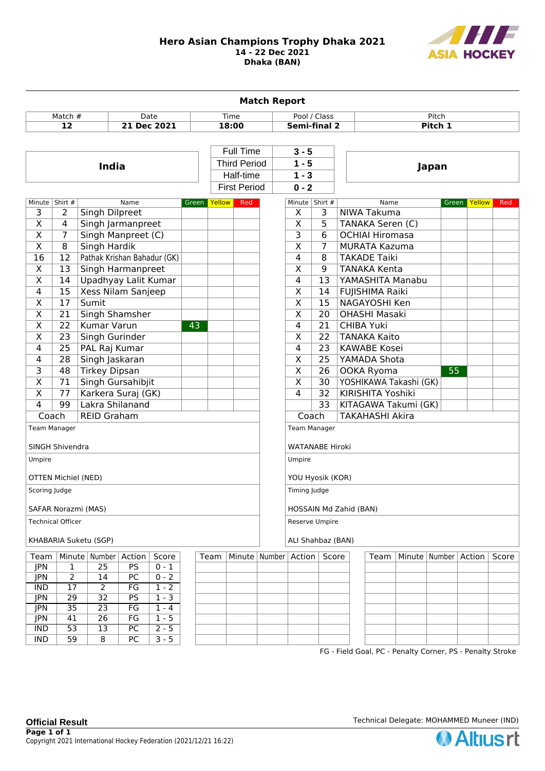# Hero Asian Champions Trophy Dhaka 2021

**14 - 22 Dec 2021**
**Dhaka (BAN)**

ASIA HOCKEY

## Match Report

| Match # | Date | Time | Pool / Class | Pitch |
|---|---|---|---|---|
| **12** | **21 Dec 2021** | **18:00** | **Semi-final 2** | **Pitch 1** |

| India | | | Japan |
|---|---|---|---|
| | Full Time | **3 - 5** | |
| | Third Period | **1 - 5** | |
| | Half-time | **1 - 3** | |
| | First Period | **0 - 2** | |

**India**

| Minute | Shirt # | Name | Green | Yellow | Red |
|---|---|---|---|---|---|
| 3 | 2 | Singh Dilpreet | | | |
| X | 4 | Singh Jarmanpreet | | | |
| X | 7 | Singh Manpreet (C) | | | |
| X | 8 | Singh Hardik | | | |
| 16 | 12 | Pathak Krishan Bahadur (GK) | | | |
| X | 13 | Singh Harmanpreet | | | |
| X | 14 | Upadhyay Lalit Kumar | | | |
| 4 | 15 | Xess Nilam Sanjeep | | | |
| X | 17 | Sumit | | | |
| X | 21 | Singh Shamsher | | | |
| X | 22 | Kumar Varun | 43 | | |
| X | 23 | Singh Gurinder | | | |
| 4 | 25 | PAL Raj Kumar | | | |
| 4 | 28 | Singh Jaskaran | | | |
| 3 | 48 | Tirkey Dipsan | | | |
| X | 71 | Singh Gursahibjit | | | |
| X | 77 | Karkera Suraj (GK) | | | |
| 4 | 99 | Lakra Shilanand | | | |
| Coach | | REID Graham | | | |

Team Manager

SINGH Shivendra

**Japan**

| Minute | Shirt # | Name | Green | Yellow | Red |
|---|---|---|---|---|---|
| X | 3 | NIWA Takuma | | | |
| X | 5 | TANAKA Seren (C) | | | |
| 3 | 6 | OCHIAI Hiromasa | | | |
| X | 7 | MURATA Kazuma | | | |
| 4 | 8 | TAKADE Taiki | | | |
| X | 9 | TANAKA Kenta | | | |
| 4 | 13 | YAMASHITA Manabu | | | |
| X | 14 | FUJISHIMA Raiki | | | |
| X | 15 | NAGAYOSHI Ken | | | |
| X | 20 | OHASHI Masaki | | | |
| 4 | 21 | CHIBA Yuki | | | |
| X | 22 | TANAKA Kaito | | | |
| 4 | 23 | KAWABE Kosei | | | |
| X | 25 | YAMADA Shota | | | |
| X | 26 | OOKA Ryoma | 55 | | |
| X | 30 | YOSHIKAWA Takashi (GK) | | | |
| 4 | 32 | KIRISHITA Yoshiki | | | |
| | 33 | KITAGAWA Takumi (GK) | | | |
| Coach | | TAKAHASHI Akira | | | |

Team Manager

WATANABE Hiroki

Umpire

OTTEN Michiel (NED)

Umpire

YOU Hyosik (KOR)

Scoring Judge

SAFAR Norazmi (MAS)

Timing Judge

HOSSAIN Md Zahid (BAN)

Technical Officer

KHABARIA Suketu (SGP)

Reserve Umpire

ALI Shahbaz (BAN)

| Team | Minute | Number | Action | Score |
|---|---|---|---|---|
| JPN | 1 | 25 | PS | 0 - 1 |
| JPN | 2 | 14 | PC | 0 - 2 |
| IND | 17 | 2 | FG | 1 - 2 |
| JPN | 29 | 32 | PS | 1 - 3 |
| JPN | 35 | 23 | FG | 1 - 4 |
| JPN | 41 | 26 | FG | 1 - 5 |
| IND | 53 | 13 | PC | 2 - 5 |
| IND | 59 | 8 | PC | 3 - 5 |

FG - Field Goal, PC - Penalty Corner, PS - Penalty Stroke

**Official Result**

Technical Delegate: MOHAMMED Muneer (IND)

Copyright 2021 International Hockey Federation (2021/12/21 16:22)